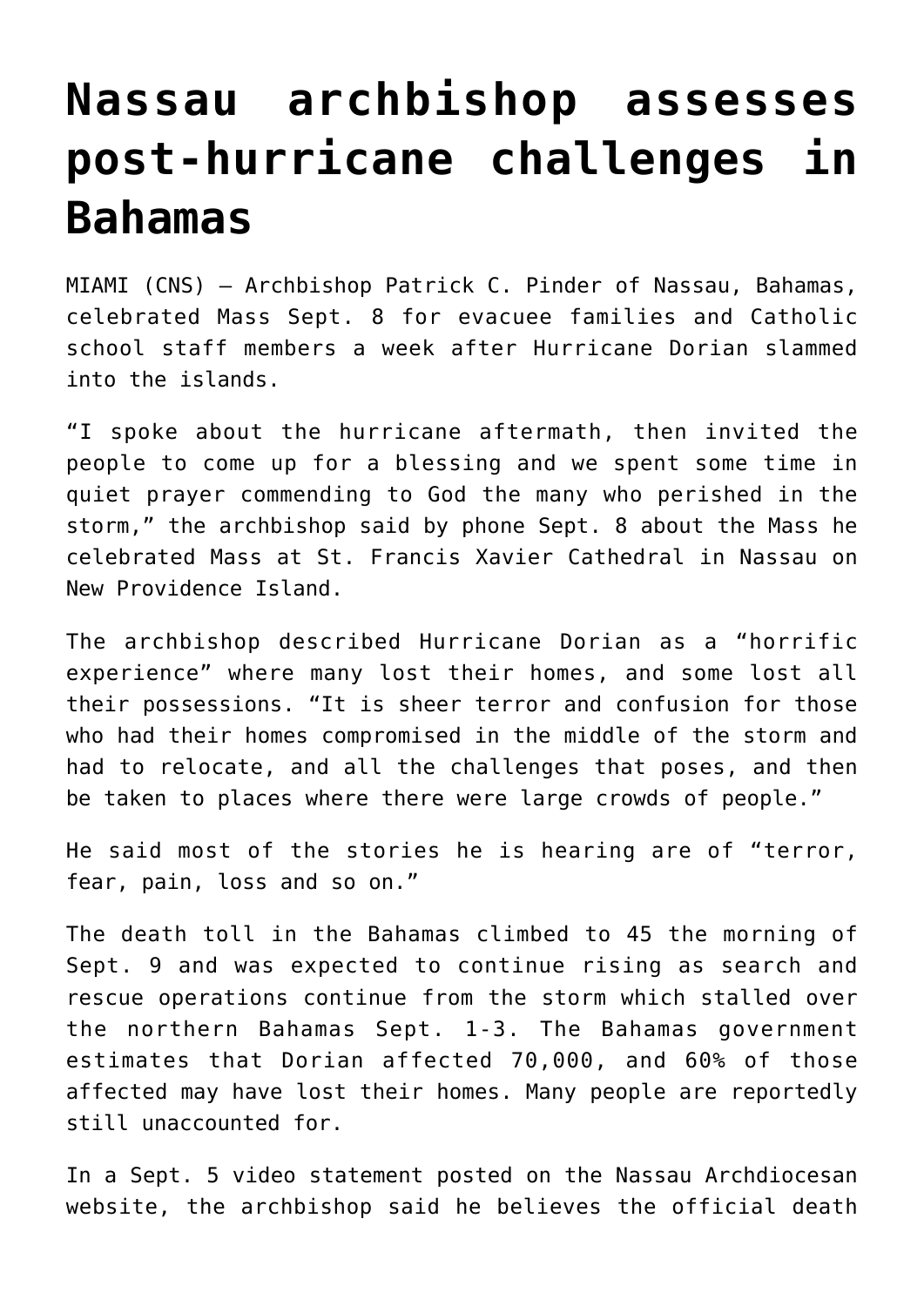# Nassau archbishop assesses post-hurricane challenges in Bahamas

MIAMI (CNS) — Archbishop Patrick C. Pinder of Nassau, Bahamas, celebrated Mass Sept. 8 for evacuee families and Catholic school staff members a week after Hurricane Dorian slammed into the islands.

"I spoke about the hurricane aftermath, then invited the people to come up for a blessing and we spent some time in quiet prayer commending to God the many who perished in the storm," the archbishop said by phone Sept. 8 about the Mass he celebrated Mass at St. Francis Xavier Cathedral in Nassau on New Providence Island.

The archbishop described Hurricane Dorian as a "horrific experience" where many lost their homes, and some lost all their possessions. "It is sheer terror and confusion for those who had their homes compromised in the middle of the storm and had to relocate, and all the challenges that poses, and then be taken to places where there were large crowds of people."

He said most of the stories he is hearing are of "terror, fear, pain, loss and so on."

The death toll in the Bahamas climbed to 45 the morning of Sept. 9 and was expected to continue rising as search and rescue operations continue from the storm which stalled over the northern Bahamas Sept. 1-3. The Bahamas government estimates that Dorian affected 70,000, and 60% of those affected may have lost their homes. Many people are reportedly still unaccounted for.

In a Sept. 5 video statement posted on the Nassau Archdiocesan website, the archbishop said he believes the official death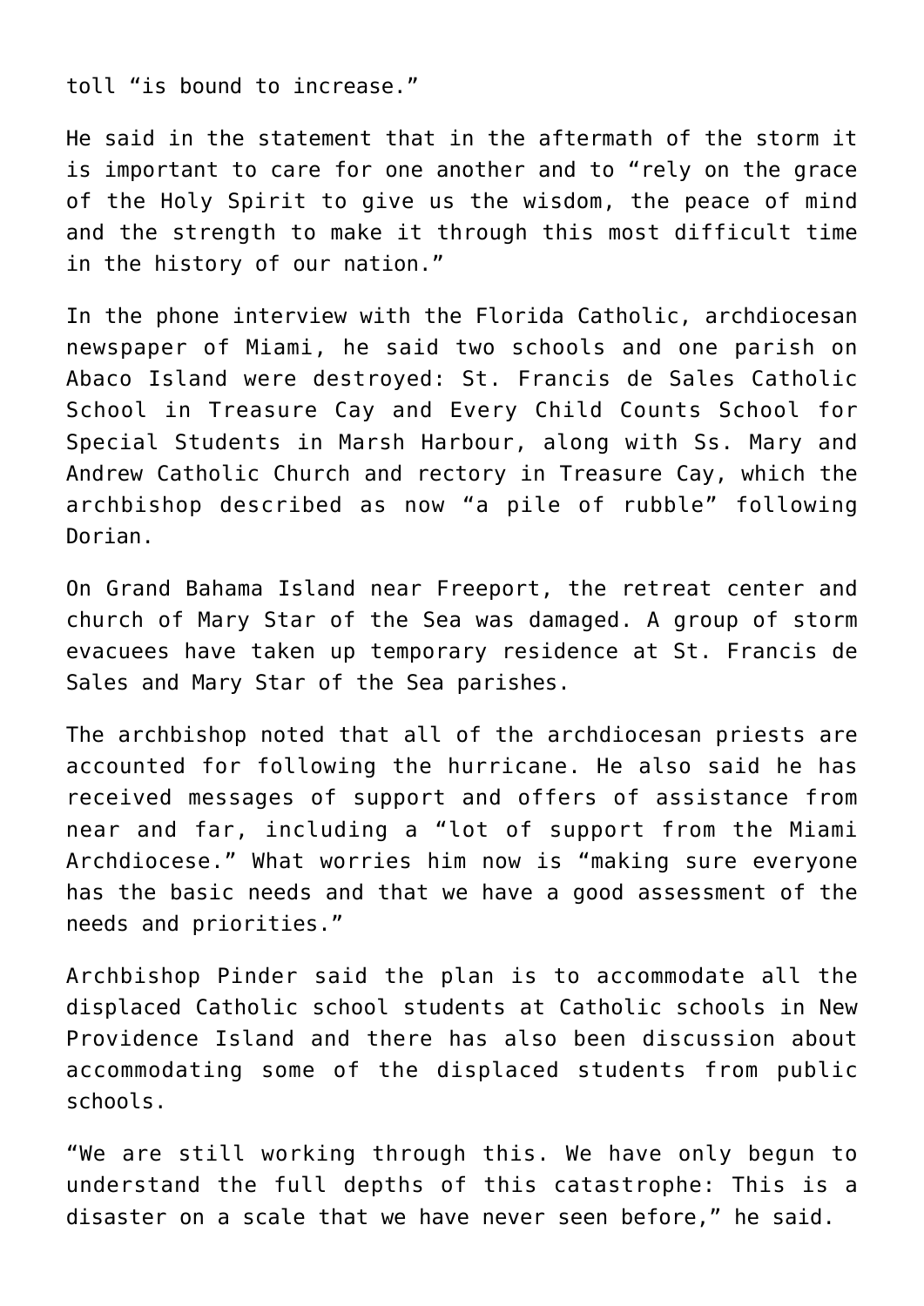toll "is bound to increase."

He said in the statement that in the aftermath of the storm it is important to care for one another and to "rely on the grace of the Holy Spirit to give us the wisdom, the peace of mind and the strength to make it through this most difficult time in the history of our nation."

In the phone interview with the Florida Catholic, archdiocesan newspaper of Miami, he said two schools and one parish on Abaco Island were destroyed: St. Francis de Sales Catholic School in Treasure Cay and Every Child Counts School for Special Students in Marsh Harbour, along with Ss. Mary and Andrew Catholic Church and rectory in Treasure Cay, which the archbishop described as now "a pile of rubble" following Dorian.

On Grand Bahama Island near Freeport, the retreat center and church of Mary Star of the Sea was damaged. A group of storm evacuees have taken up temporary residence at St. Francis de Sales and Mary Star of the Sea parishes.

The archbishop noted that all of the archdiocesan priests are accounted for following the hurricane. He also said he has received messages of support and offers of assistance from near and far, including a "lot of support from the Miami Archdiocese." What worries him now is "making sure everyone has the basic needs and that we have a good assessment of the needs and priorities."

Archbishop Pinder said the plan is to accommodate all the displaced Catholic school students at Catholic schools in New Providence Island and there has also been discussion about accommodating some of the displaced students from public schools.

"We are still working through this. We have only begun to understand the full depths of this catastrophe: This is a disaster on a scale that we have never seen before," he said.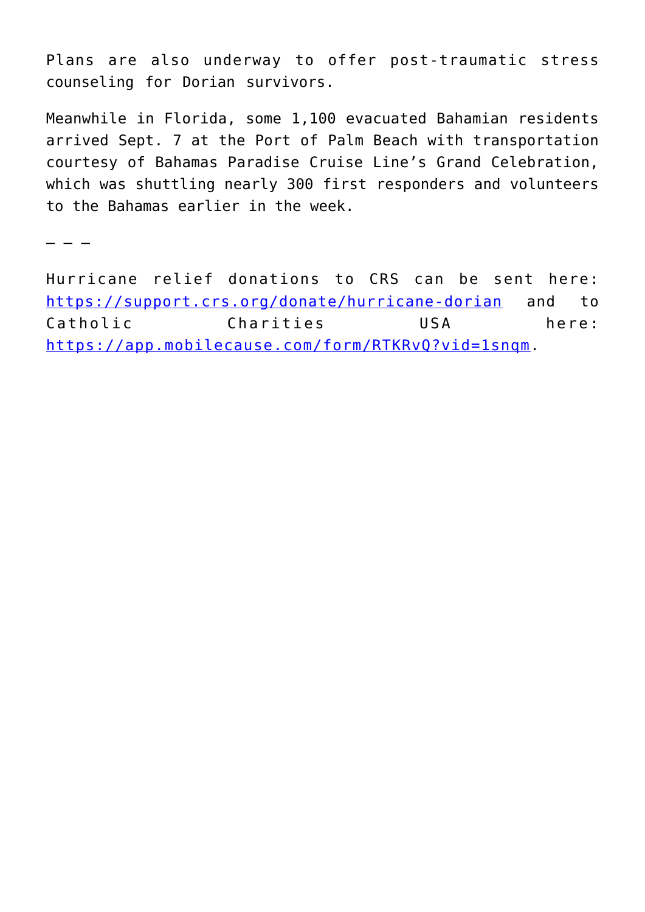Plans are also underway to offer post-traumatic stress counseling for Dorian survivors.

Meanwhile in Florida, some 1,100 evacuated Bahamian residents arrived Sept. 7 at the Port of Palm Beach with transportation courtesy of Bahamas Paradise Cruise Line's Grand Celebration, which was shuttling nearly 300 first responders and volunteers to the Bahamas earlier in the week.

— — —

Hurricane relief donations to CRS can be sent here: https://support.crs.org/donate/hurricane-dorian and to Catholic Charities USA here: https://app.mobilecause.com/form/RTKRvQ?vid=1snqm.